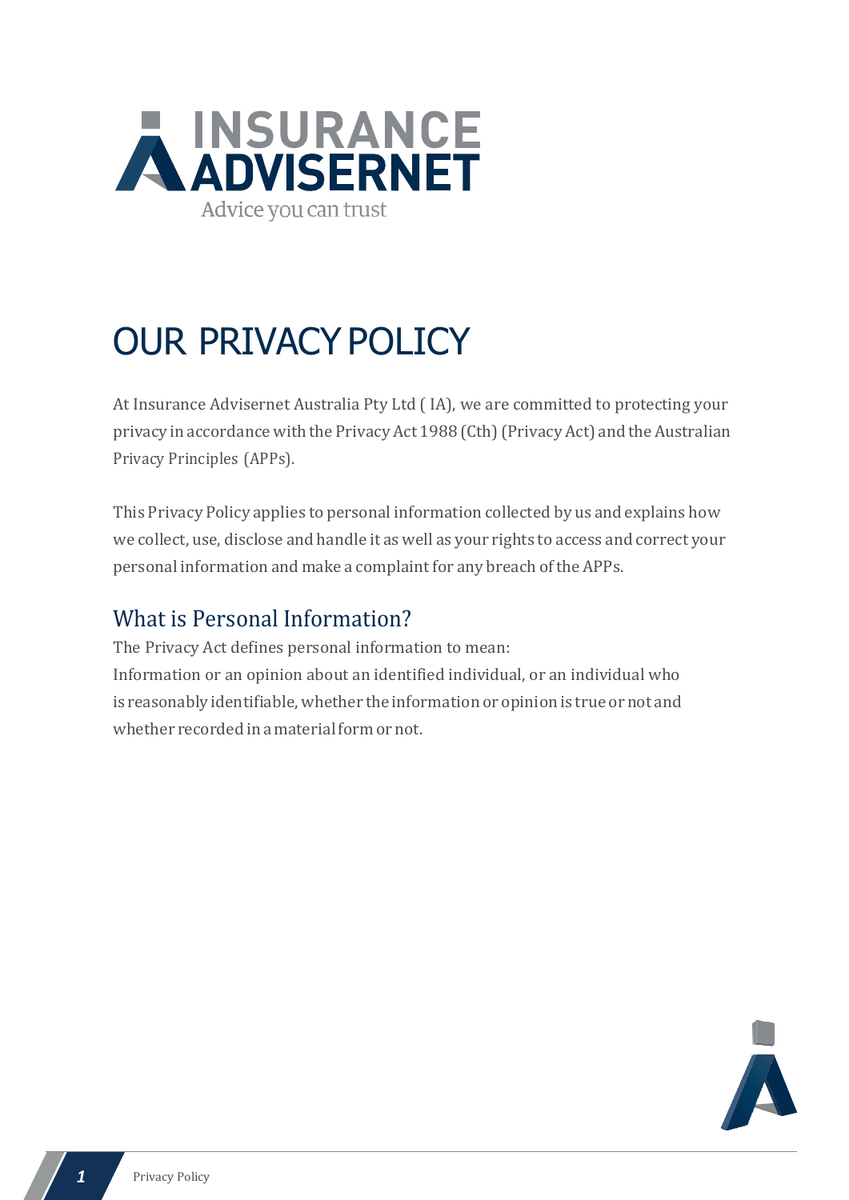INSURANCE ADVISERNET

Advice you can trust

# OUR PRIVACY POLICY

At Insurance Advisernet Australia Pty Ltd ( IA), we are committed to protecting your privacy in accordance with the Privacy Act 1988 (Cth) (Privacy Act) and the Australian Privacy Principles (APPs).

This Privacy Policy applies to personal information collected by us and explains how we collect, use, disclose and handle it as well as your rights to access and correct your personal information and make a complaint for any breach of the APPs.

## What is Personal Information?

The Privacy Act defines personal information to mean:

Information or an opinion about an identified individual, or an individual who is reasonably identifiable, whether the information or opinion is true or not and whether recorded in a material form or not.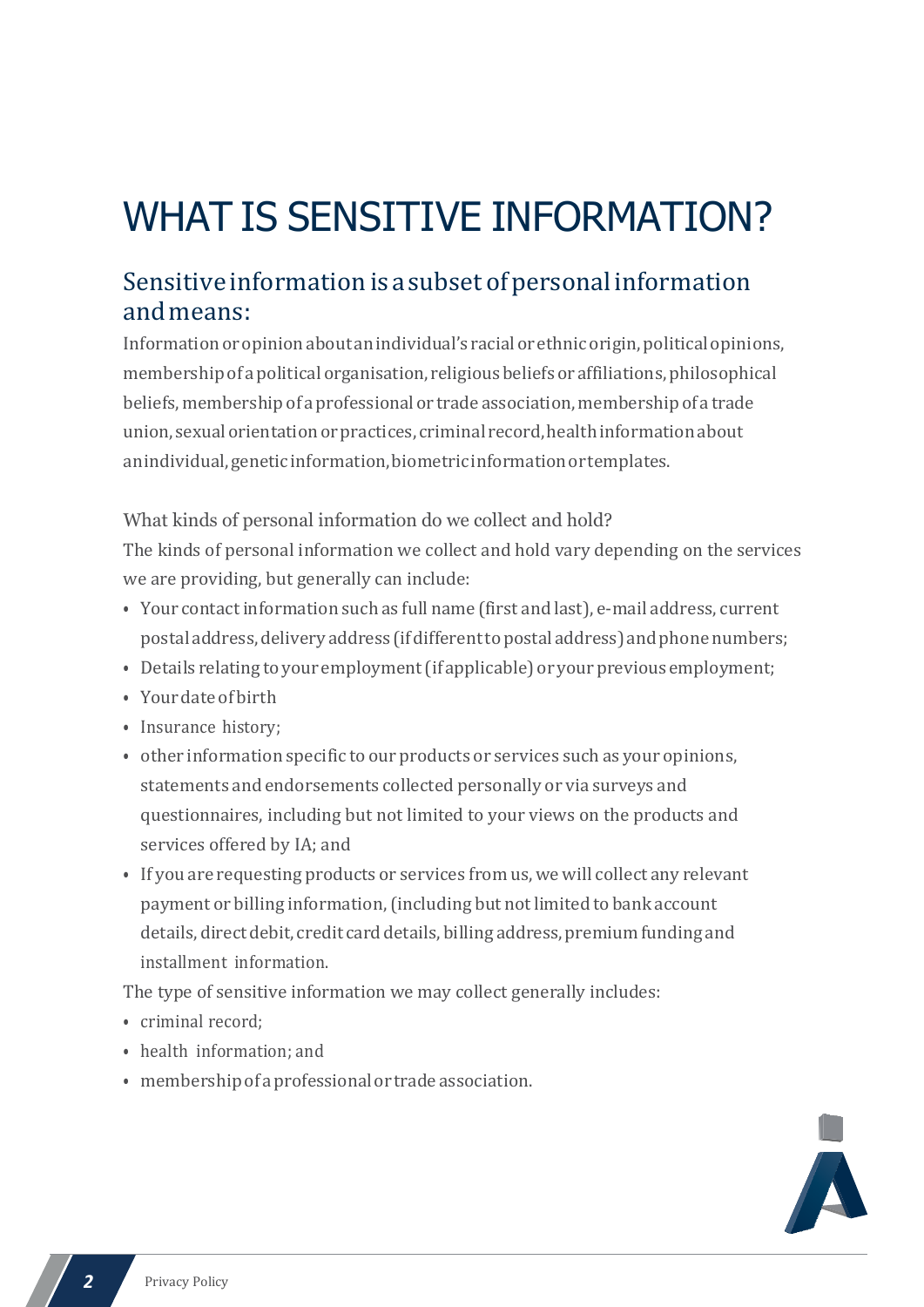# WHAT IS SENSITIVE INFORMATION?

## Sensitive information is a subset of personal information and means:

Information or opinion about an individual's racial or ethnic origin, political opinions, membership of a political organisation, religious beliefs or affiliations, philosophical beliefs, membership of a professional or trade association, membership of a trade union, sexual orientation or practices, criminal record, health information about an individual, genetic information, biometric information or templates.

What kinds of personal information do we collect and hold?

The kinds of personal information we collect and hold vary depending on the services we are providing, but generally can include:

- Your contact information such as full name (first and last), e-mail address, current postal address, delivery address (if different to postal address) and phone numbers;
- Details relating to your employment (if applicable) or your previous employment;
- Your date of birth
- Insurance history;
- other information specific to our products or services such as your opinions, statements and endorsements collected personally or via surveys and questionnaires, including but not limited to your views on the products and services offered by IA; and
- If you are requesting products or services from us, we will collect any relevant payment or billing information, (including but not limited to bank account details, direct debit, credit card details, billing address, premium funding and installment information.

The type of sensitive information we may collect generally includes:

- criminal record;
- health information; and
- membership of a professional or trade association.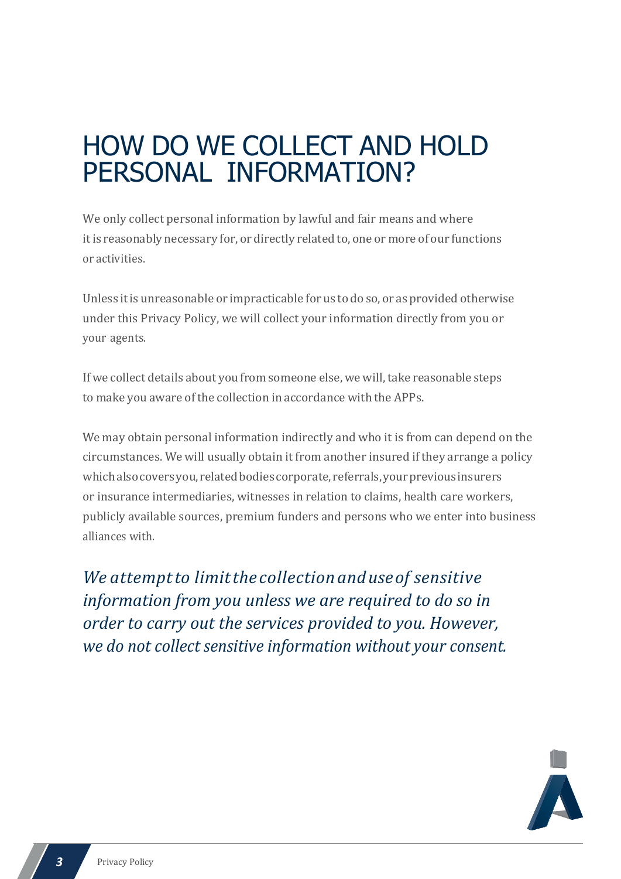# HOW DO WE COLLECT AND HOLD PERSONAL INFORMATION?

We only collect personal information by lawful and fair means and where it is reasonably necessary for, or directly related to, one or more of our functions or activities.

Unless it is unreasonable or impracticable for us to do so, or as provided otherwise under this Privacy Policy, we will collect your information directly from you or your agents.

If we collect details about you from someone else, we will, take reasonable steps to make you aware of the collection in accordance with the APPs.

We may obtain personal information indirectly and who it is from can depend on the circumstances. We will usually obtain it from another insured if they arrange a policy which also covers you, related bodies corporate, referrals, your previous insurers or insurance intermediaries, witnesses in relation to claims, health care workers, publicly available sources, premium funders and persons who we enter into business alliances with.

*We attempt to limit the collection and use of sensitive information from you unless we are required to do so in order to carry out the services provided to you. However, we do not collect sensitive information without your consent.*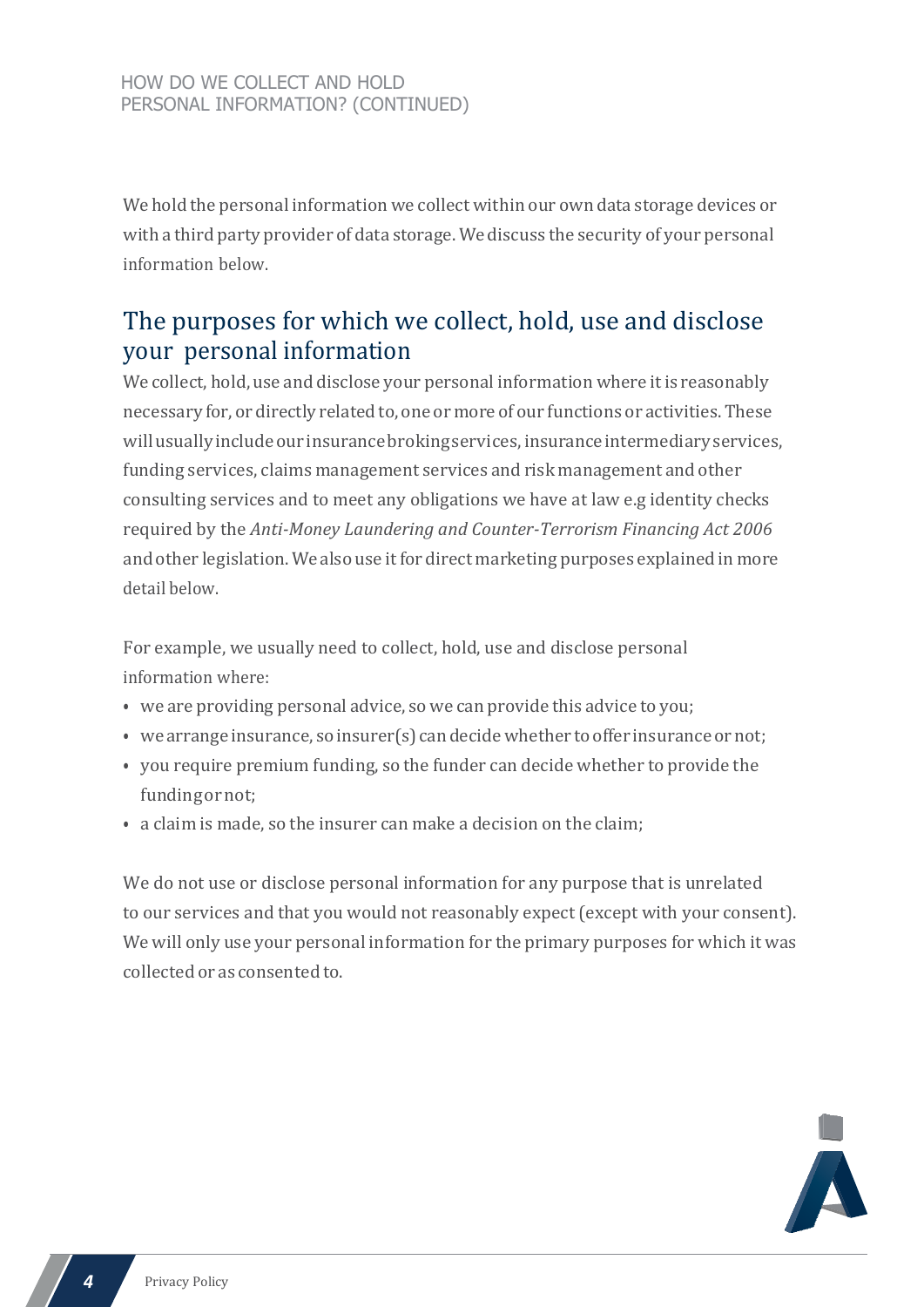HOW DO WE COLLECT AND HOLD PERSONAL INFORMATION? (CONTINUED)

We hold the personal information we collect within our own data storage devices or with a third party provider of data storage. We discuss the security of your personal information below.

## The purposes for which we collect, hold, use and disclose your personal information

We collect, hold, use and disclose your personal information where it is reasonably necessary for, or directly related to, one or more of our functions or activities. These will usually include our insurance broking services, insurance intermediary services, funding services, claims management services and risk management and other consulting services and to meet any obligations we have at law e.g identity checks required by the *Anti-Money Laundering and Counter-Terrorism Financing Act 2006* and other legislation. We also use it for direct marketing purposes explained in more detail below.

For example, we usually need to collect, hold, use and disclose personal information where:

- we are providing personal advice, so we can provide this advice to you;
- we arrange insurance, so insurer(s) can decide whether to offer insurance or not;
- you require premium funding, so the funder can decide whether to provide the funding or not;
- a claim is made, so the insurer can make a decision on the claim;

We do not use or disclose personal information for any purpose that is unrelated to our services and that you would not reasonably expect (except with your consent). We will only use your personal information for the primary purposes for which it was collected or as consented to.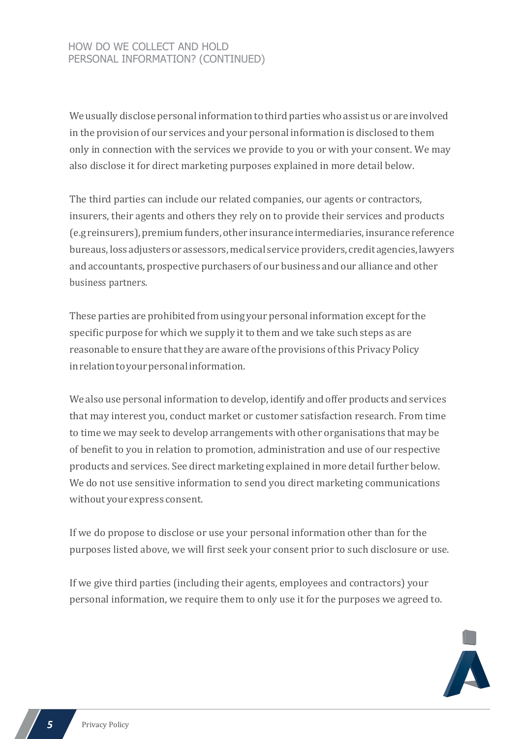## HOW DO WE COLLECT AND HOLD PERSONAL INFORMATION? (CONTINUED)

We usually disclose personal information to third parties who assist us or are involved in the provision of our services and your personal information is disclosed to them only in connection with the services we provide to you or with your consent. We may also disclose it for direct marketing purposes explained in more detail below.

The third parties can include our related companies, our agents or contractors, insurers, their agents and others they rely on to provide their services and products (e.g reinsurers), premium funders, other insurance intermediaries, insurance reference bureaus, loss adjusters or assessors, medical service providers, credit agencies, lawyers and accountants, prospective purchasers of our business and our alliance and other business partners.

These parties are prohibited from using your personal information except for the specific purpose for which we supply it to them and we take such steps as are reasonable to ensure that they are aware of the provisions of this Privacy Policy in relation to your personal information.

We also use personal information to develop, identify and offer products and services that may interest you, conduct market or customer satisfaction research. From time to time we may seek to develop arrangements with other organisations that may be of benefit to you in relation to promotion, administration and use of our respective products and services. See direct marketing explained in more detail further below. We do not use sensitive information to send you direct marketing communications without your express consent.

If we do propose to disclose or use your personal information other than for the purposes listed above, we will first seek your consent prior to such disclosure or use.

If we give third parties (including their agents, employees and contractors) your personal information, we require them to only use it for the purposes we agreed to.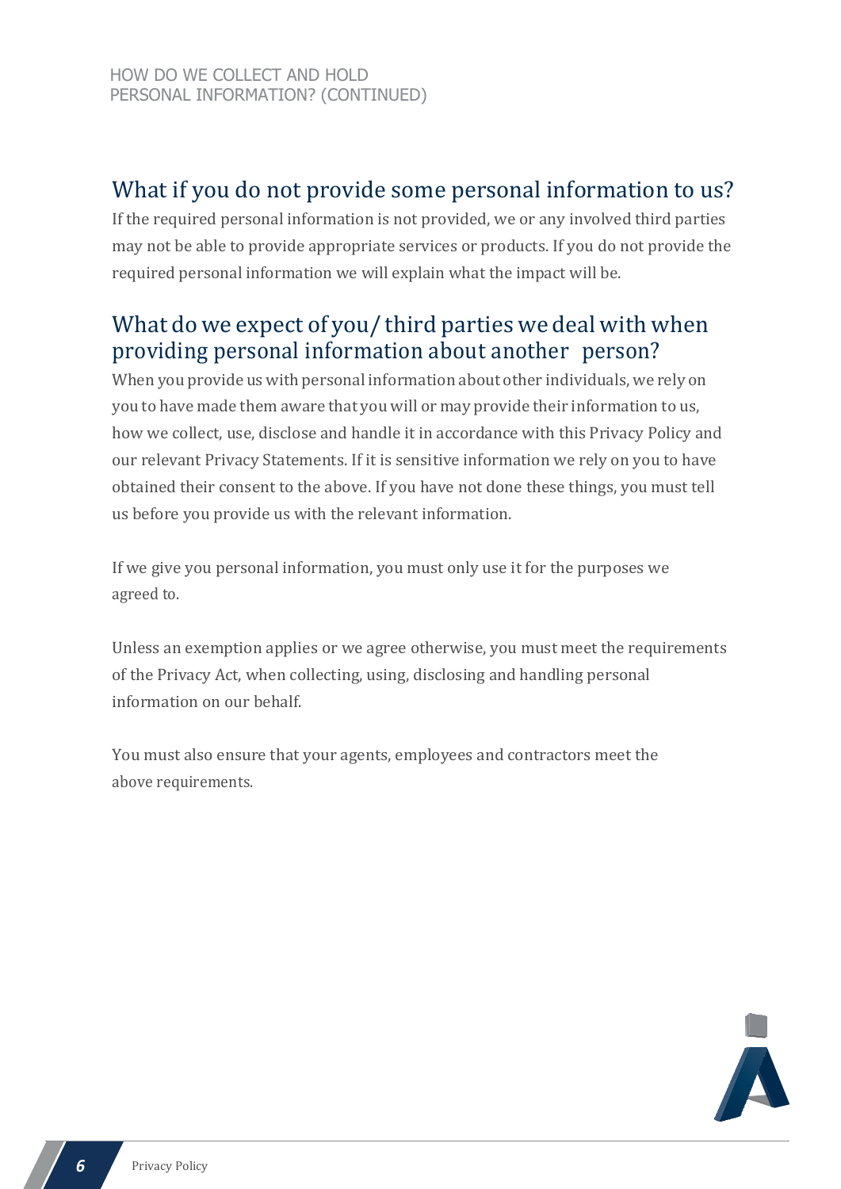HOW DO WE COLLECT AND HOLD PERSONAL INFORMATION? (CONTINUED)

## What if you do not provide some personal information to us?

If the required personal information is not provided, we or any involved third parties may not be able to provide appropriate services or products. If you do not provide the required personal information we will explain what the impact will be.

## What do we expect of you/ third parties we deal with when providing personal information about another person?

When you provide us with personal information about other individuals, we rely on you to have made them aware that you will or may provide their information to us, how we collect, use, disclose and handle it in accordance with this Privacy Policy and our relevant Privacy Statements. If it is sensitive information we rely on you to have obtained their consent to the above. If you have not done these things, you must tell us before you provide us with the relevant information.

If we give you personal information, you must only use it for the purposes we agreed to.

Unless an exemption applies or we agree otherwise, you must meet the requirements of the Privacy Act, when collecting, using, disclosing and handling personal information on our behalf.

You must also ensure that your agents, employees and contractors meet the above requirements.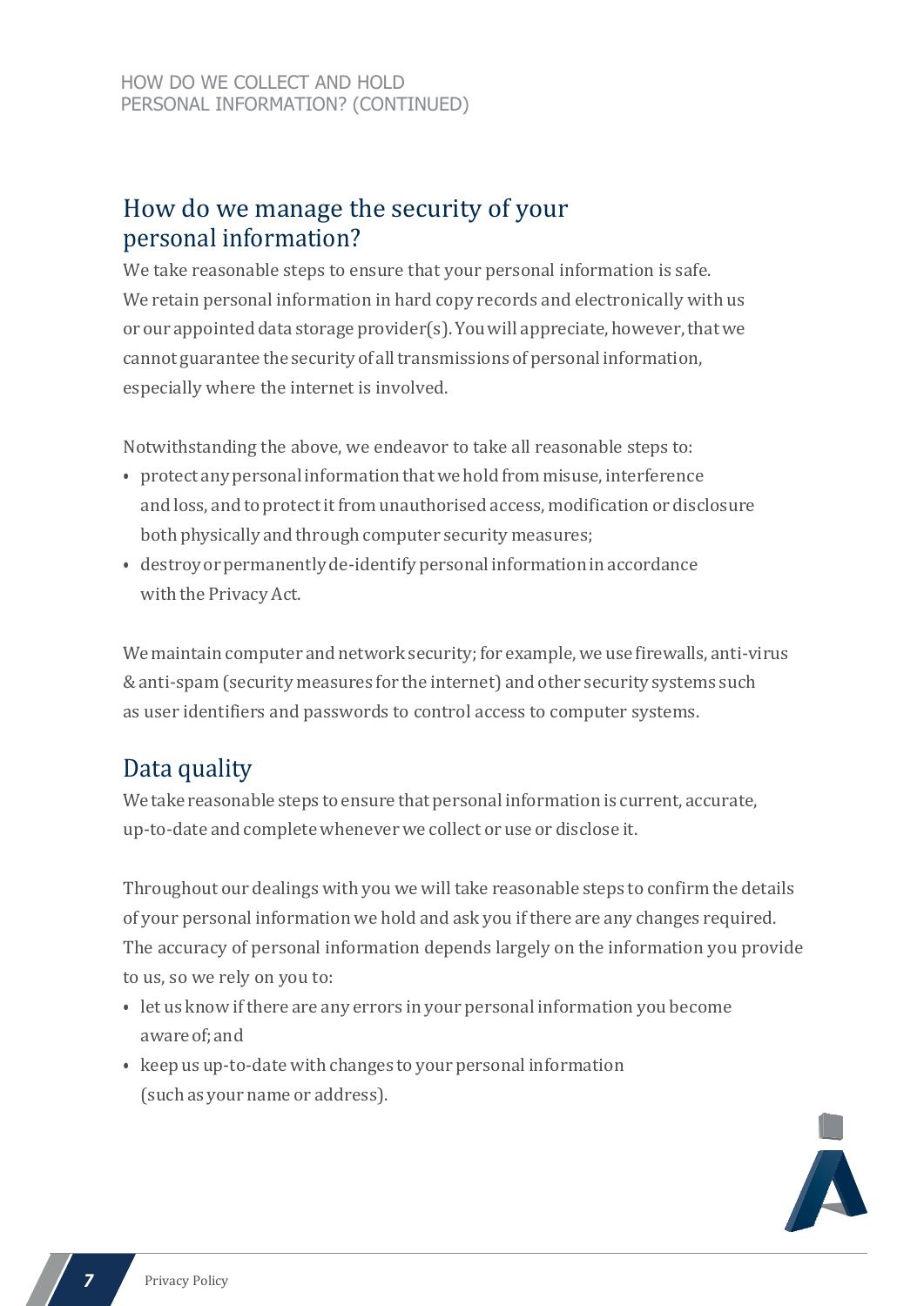## How do we manage the security of your personal information?

We take reasonable steps to ensure that your personal information is safe. We retain personal information in hard copy records and electronically with us or our appointed data storage provider(s). You will appreciate, however, that we cannot guarantee the security of all transmissions of personal information, especially where the internet is involved.

Notwithstanding the above, we endeavor to take all reasonable steps to:

- protect any personal information that we hold from misuse, interference and loss, and to protect it from unauthorised access, modification or disclosure both physically and through computer security measures;
- destroy or permanently de-identify personal information in accordance with the Privacy Act.

We maintain computer and network security; for example, we use firewalls, anti-virus & anti-spam (security measures for the internet) and other security systems such as user identifiers and passwords to control access to computer systems.

## Data quality

We take reasonable steps to ensure that personal information is current, accurate, up-to-date and complete whenever we collect or use or disclose it.

Throughout our dealings with you we will take reasonable steps to confirm the details of your personal information we hold and ask you if there are any changes required. The accuracy of personal information depends largely on the information you provide to us, so we rely on you to:

- let us know if there are any errors in your personal information you become aware of; and
- keep us up-to-date with changes to your personal information (such as your name or address).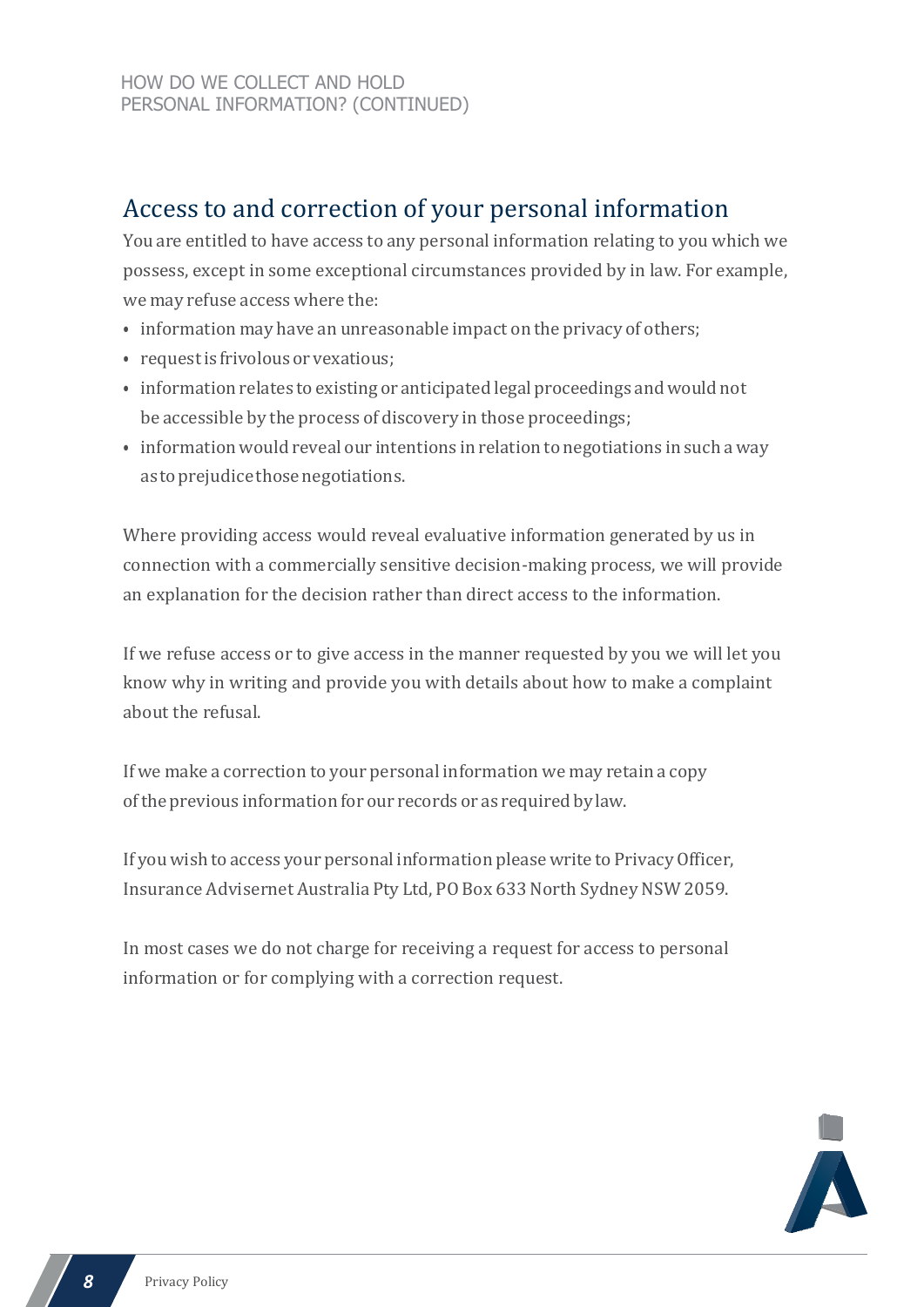## Access to and correction of your personal information

You are entitled to have access to any personal information relating to you which we possess, except in some exceptional circumstances provided by in law. For example, we may refuse access where the:

- information may have an unreasonable impact on the privacy of others;
- request is frivolous or vexatious;
- information relates to existing or anticipated legal proceedings and would not be accessible by the process of discovery in those proceedings;
- information would reveal our intentions in relation to negotiations in such a way as to prejudice those negotiations.

Where providing access would reveal evaluative information generated by us in connection with a commercially sensitive decision-making process, we will provide an explanation for the decision rather than direct access to the information.

If we refuse access or to give access in the manner requested by you we will let you know why in writing and provide you with details about how to make a complaint about the refusal.

If we make a correction to your personal information we may retain a copy of the previous information for our records or as required by law.

If you wish to access your personal information please write to Privacy Officer, Insurance Advisernet Australia Pty Ltd, PO Box 633 North Sydney NSW 2059.

In most cases we do not charge for receiving a request for access to personal information or for complying with a correction request.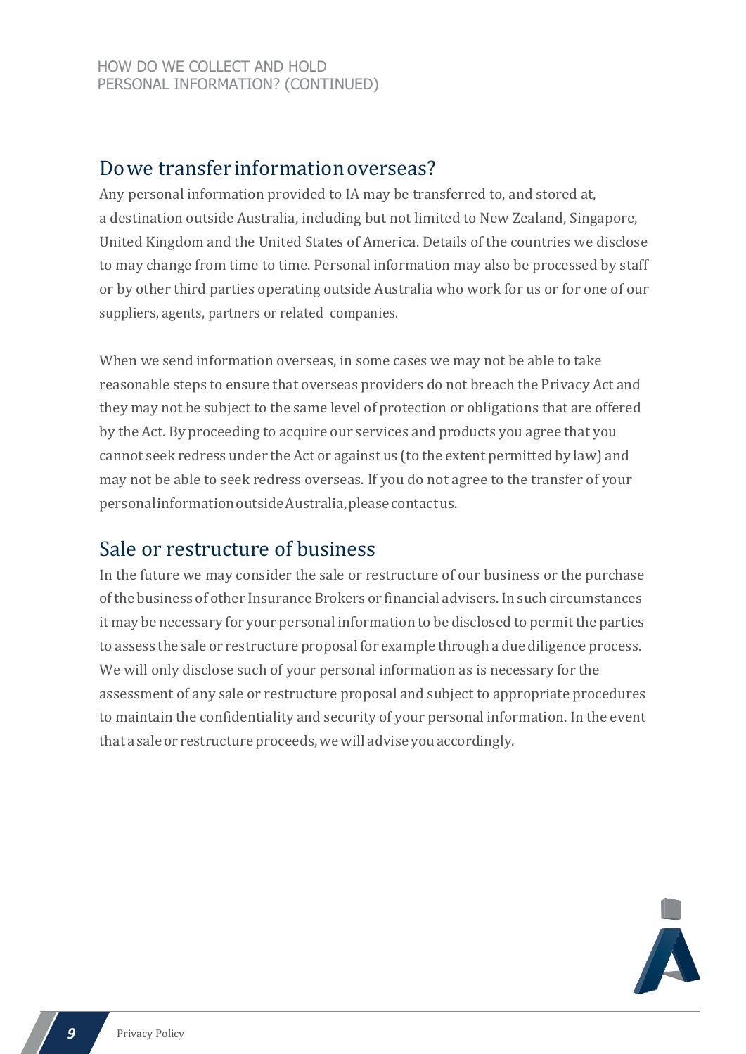## Do we transfer information overseas?

Any personal information provided to IA may be transferred to, and stored at, a destination outside Australia, including but not limited to New Zealand, Singapore, United Kingdom and the United States of America. Details of the countries we disclose to may change from time to time. Personal information may also be processed by staff or by other third parties operating outside Australia who work for us or for one of our suppliers, agents, partners or related companies.

When we send information overseas, in some cases we may not be able to take reasonable steps to ensure that overseas providers do not breach the Privacy Act and they may not be subject to the same level of protection or obligations that are offered by the Act. By proceeding to acquire our services and products you agree that you cannot seek redress under the Act or against us (to the extent permitted by law) and may not be able to seek redress overseas. If you do not agree to the transfer of your personal information outside Australia, please contact us.

## Sale or restructure of business

In the future we may consider the sale or restructure of our business or the purchase of the business of other Insurance Brokers or financial advisers. In such circumstances it may be necessary for your personal information to be disclosed to permit the parties to assess the sale or restructure proposal for example through a due diligence process. We will only disclose such of your personal information as is necessary for the assessment of any sale or restructure proposal and subject to appropriate procedures to maintain the confidentiality and security of your personal information. In the event that a sale or restructure proceeds, we will advise you accordingly.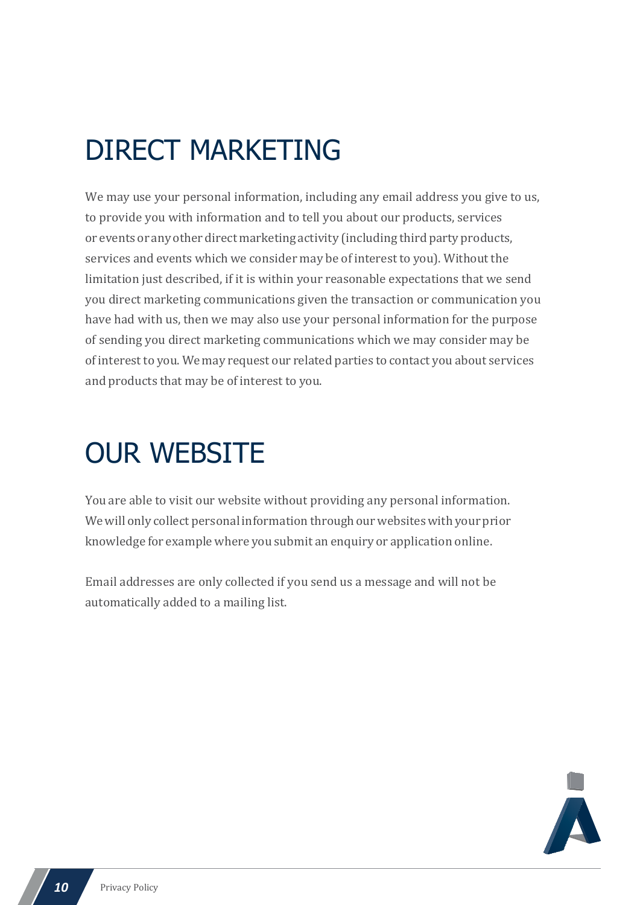# DIRECT MARKETING

We may use your personal information, including any email address you give to us, to provide you with information and to tell you about our products, services or events or any other direct marketing activity (including third party products, services and events which we consider may be of interest to you). Without the limitation just described, if it is within your reasonable expectations that we send you direct marketing communications given the transaction or communication you have had with us, then we may also use your personal information for the purpose of sending you direct marketing communications which we may consider may be of interest to you. We may request our related parties to contact you about services and products that may be of interest to you.

# OUR WEBSITE

You are able to visit our website without providing any personal information. We will only collect personal information through our websites with your prior knowledge for example where you submit an enquiry or application online.

Email addresses are only collected if you send us a message and will not be automatically added to a mailing list.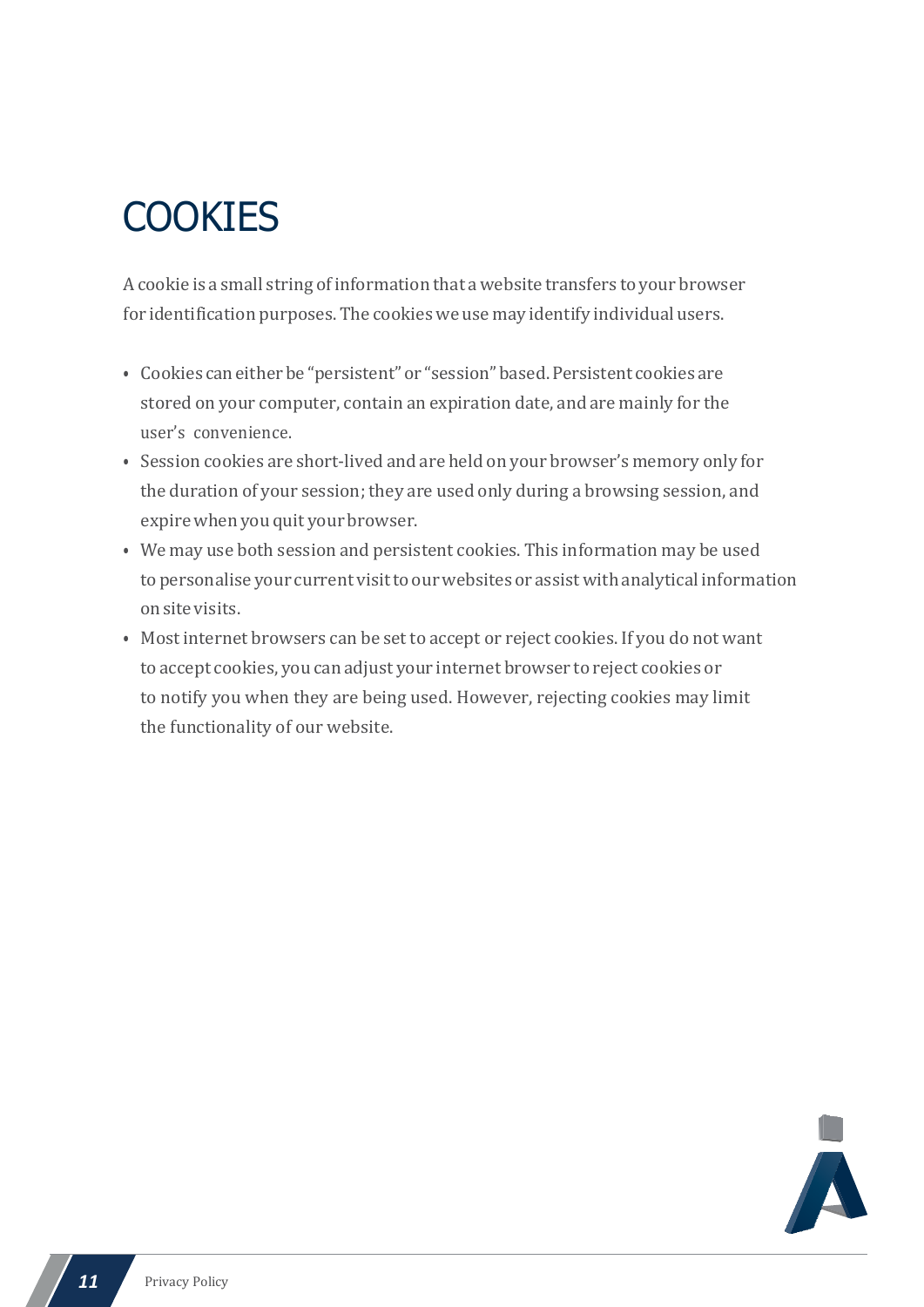# COOKIES

A cookie is a small string of information that a website transfers to your browser for identification purposes. The cookies we use may identify individual users.

- Cookies can either be "persistent" or "session" based. Persistent cookies are stored on your computer, contain an expiration date, and are mainly for the user's convenience.
- Session cookies are short-lived and are held on your browser's memory only for the duration of your session; they are used only during a browsing session, and expire when you quit your browser.
- We may use both session and persistent cookies. This information may be used to personalise your current visit to our websites or assist with analytical information on site visits.
- Most internet browsers can be set to accept or reject cookies. If you do not want to accept cookies, you can adjust your internet browser to reject cookies or to notify you when they are being used. However, rejecting cookies may limit the functionality of our website.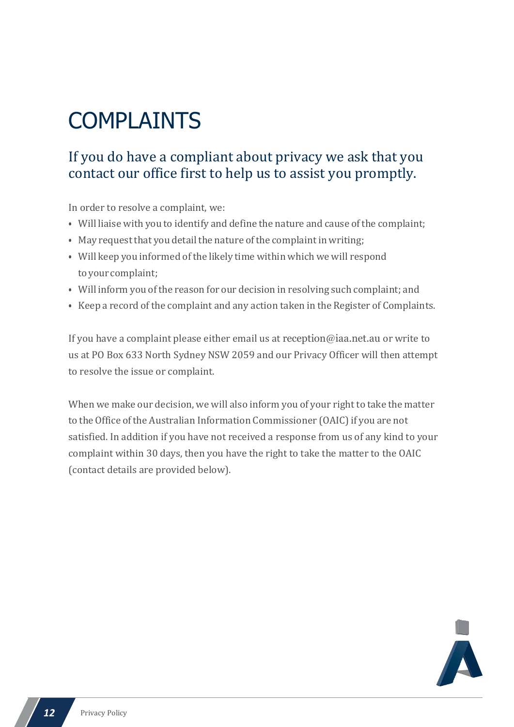# COMPLAINTS

## If you do have a compliant about privacy we ask that you contact our office first to help us to assist you promptly.

In order to resolve a complaint, we:

- Will liaise with you to identify and define the nature and cause of the complaint;
- May request that you detail the nature of the complaint in writing;
- Will keep you informed of the likely time within which we will respond to your complaint;
- Will inform you of the reason for our decision in resolving such complaint; and
- Keep a record of the complaint and any action taken in the Register of Complaints.

If you have a complaint please either email us at reception@iaa.net.au or write to us at PO Box 633 North Sydney NSW 2059 and our Privacy Officer will then attempt to resolve the issue or complaint.

When we make our decision, we will also inform you of your right to take the matter to the Office of the Australian Information Commissioner (OAIC) if you are not satisfied. In addition if you have not received a response from us of any kind to your complaint within 30 days, then you have the right to take the matter to the OAIC (contact details are provided below).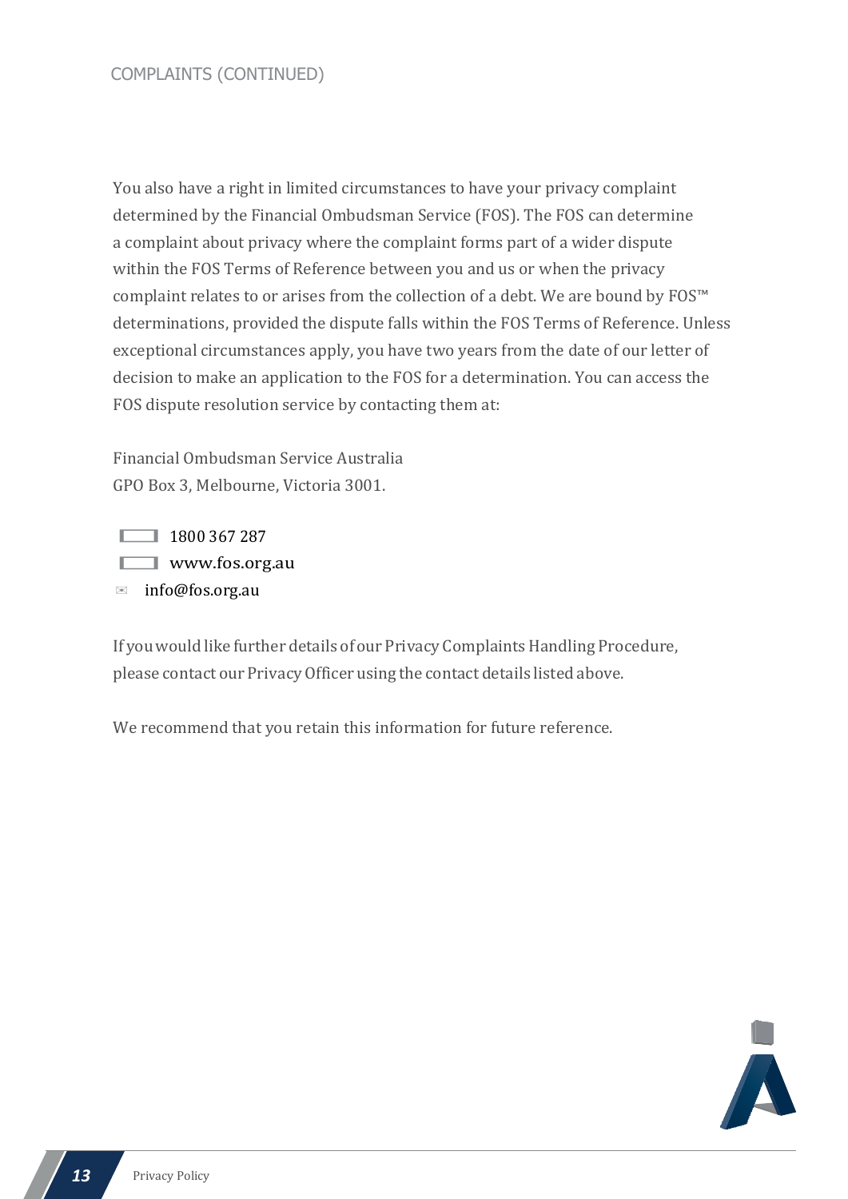COMPLAINTS (CONTINUED)

You also have a right in limited circumstances to have your privacy complaint determined by the Financial Ombudsman Service (FOS). The FOS can determine a complaint about privacy where the complaint forms part of a wider dispute within the FOS Terms of Reference between you and us or when the privacy complaint relates to or arises from the collection of a debt. We are bound by FOS™ determinations, provided the dispute falls within the FOS Terms of Reference. Unless exceptional circumstances apply, you have two years from the date of our letter of decision to make an application to the FOS for a determination. You can access the FOS dispute resolution service by contacting them at:

Financial Ombudsman Service Australia
GPO Box 3, Melbourne, Victoria 3001.

1800 367 287
www.fos.org.au
info@fos.org.au

If you would like further details of our Privacy Complaints Handling Procedure, please contact our Privacy Officer using the contact details listed above.

We recommend that you retain this information for future reference.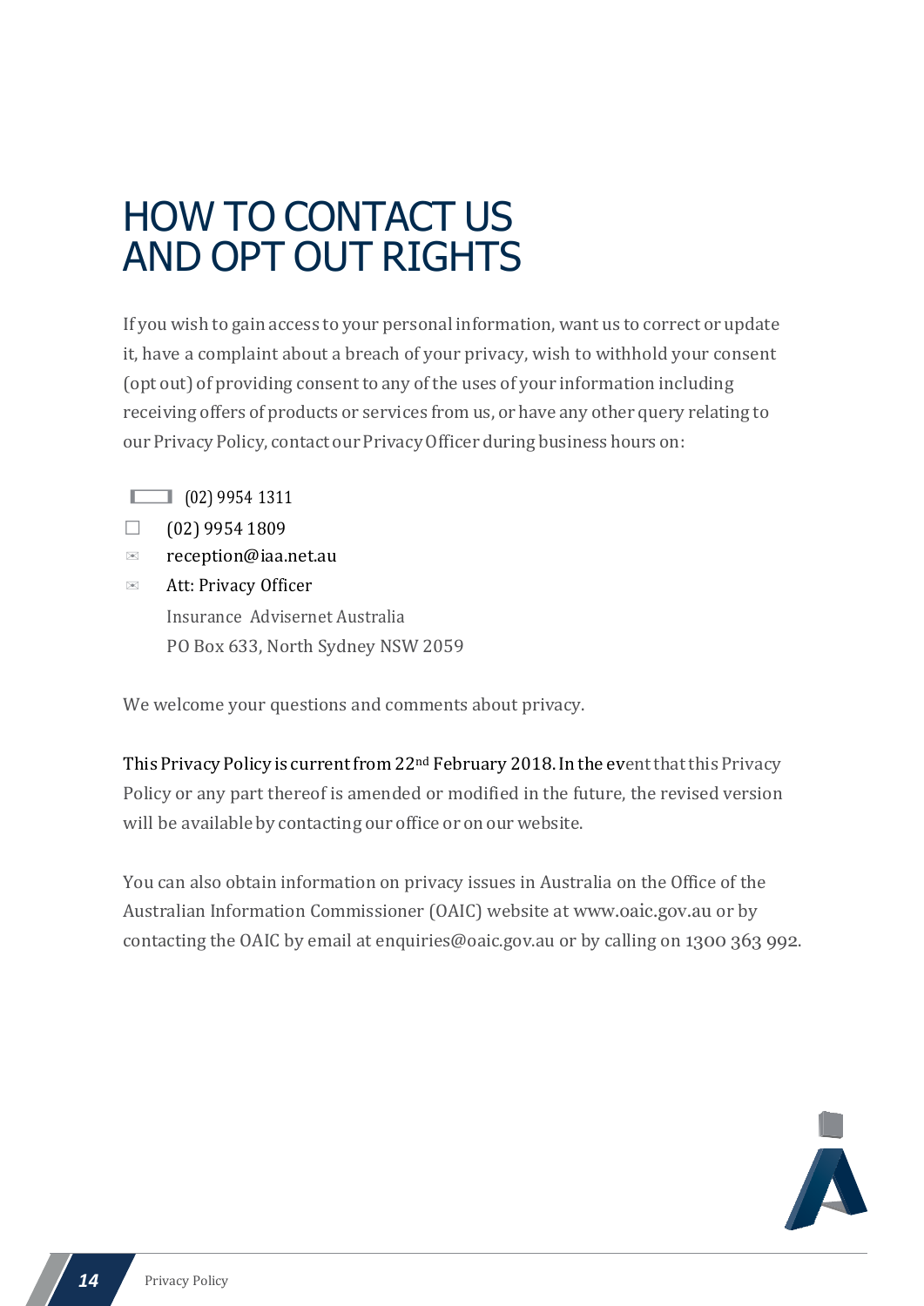# HOW TO CONTACT US AND OPT OUT RIGHTS

If you wish to gain access to your personal information, want us to correct or update it, have a complaint about a breach of your privacy, wish to withhold your consent (opt out) of providing consent to any of the uses of your information including receiving offers of products or services from us, or have any other query relating to our Privacy Policy, contact our Privacy Officer during business hours on:

- (02) 9954 1311
- (02) 9954 1809
- reception@iaa.net.au
- Att: Privacy Officer
  Insurance Advisernet Australia
  PO Box 633, North Sydney NSW 2059

We welcome your questions and comments about privacy.

This Privacy Policy is current from 22nd February 2018. In the event that this Privacy Policy or any part thereof is amended or modified in the future, the revised version will be available by contacting our office or on our website.

You can also obtain information on privacy issues in Australia on the Office of the Australian Information Commissioner (OAIC) website at www.oaic.gov.au or by contacting the OAIC by email at enquiries@oaic.gov.au or by calling on 1300 363 992.